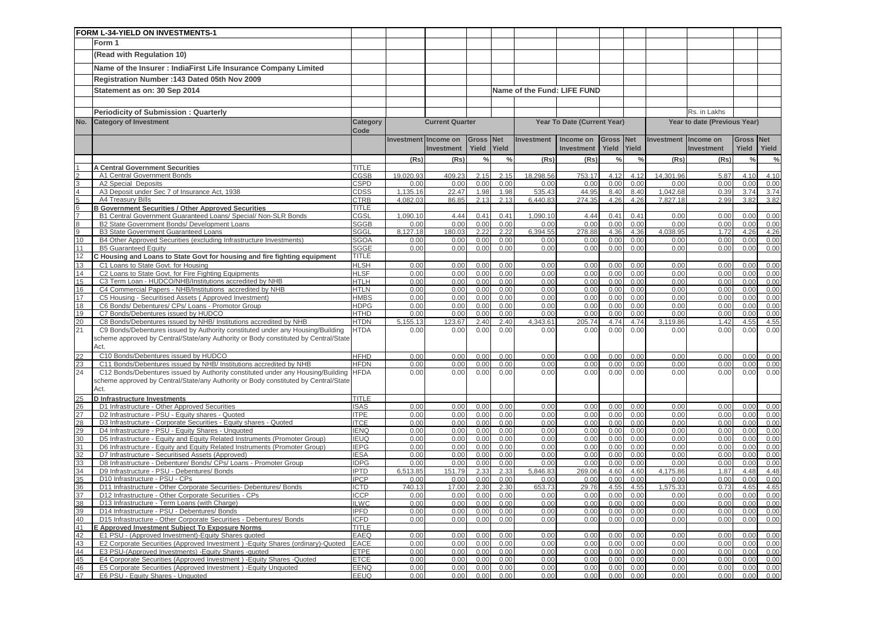**FORM L-34-YIELD ON INVESTMENTS-1**

Form 1

(Read with Regulation 10)

Name of the Insurer : IndiaFirst Life Insurance Company Limited

Registration Number :143 Dated 05th Nov 2009

Statement as on: 30 Sep 2014

Name of the Fund: LIFE FUND

Periodicity of Submission : Quarterly

Rs. in Lakhs

| No. | Category of Investment | Category Code | Current Quarter | | | | Year To Date (Current Year) | | | | Year to date (Previous Year) | | | |
|---|---|---|---|---|---|---|---|---|---|---|---|---|---|---|
| | | | Investment | Income on Investment | Gross Yield | Net Yield | Investment | Income on Investment | Gross Yield | Net Yield | Investment | Income on Investment | Gross Yield | Net Yield |
| | | | (Rs) | (Rs) | % | % | (Rs) | (Rs) | % | % | (Rs) | (Rs) | % | % |
| 1 | **A Central Government Securities** | TITLE | | | | | | | | | | | | |
| 2 | A1 Central Government Bonds | CGSB | 19,020.93 | 409.23 | 2.15 | 2.15 | 18,298.56 | 753.17 | 4.12 | 4.12 | 14,301.96 | 5.87 | 4.10 | 4.10 |
| 3 | A2 Special Deposits | CSPD | 0.00 | 0.00 | 0.00 | 0.00 | 0.00 | 0.00 | 0.00 | 0.00 | 0.00 | 0.00 | 0.00 | 0.00 |
| 4 | A3 Deposit under Sec 7 of Insurance Act, 1938 | CDSS | 1,135.16 | 22.47 | 1.98 | 1.98 | 535.43 | 44.95 | 8.40 | 8.40 | 1,042.68 | 0.39 | 3.74 | 3.74 |
| 5 | A4 Treasury Bills | CTRB | 4,082.03 | 86.85 | 2.13 | 2.13 | 6,440.83 | 274.35 | 4.26 | 4.26 | 7,827.18 | 2.99 | 3.82 | 3.82 |
| 6 | **B Government Securities / Other Approved Securities** | TITLE | | | | | | | | | | | | |
| 7 | B1 Central Government Guaranteed Loans/ Special/ Non-SLR Bonds | CGSL | 1,090.10 | 4.44 | 0.41 | 0.41 | 1,090.10 | 4.44 | 0.41 | 0.41 | 0.00 | 0.00 | 0.00 | 0.00 |
| 8 | B2 State Government Bonds/ Development Loans | SGGB | 0.00 | 0.00 | 0.00 | 0.00 | 0.00 | 0.00 | 0.00 | 0.00 | 0.00 | 0.00 | 0.00 | 0.00 |
| 9 | B3 State Government Guaranteed Loans | SGGL | 8,127.18 | 180.03 | 2.22 | 2.22 | 6,394.55 | 278.88 | 4.36 | 4.36 | 4,038.95 | 1.72 | 4.26 | 4.26 |
| 10 | B4 Other Approved Securities (excluding Infrastructure Investments) | SGOA | 0.00 | 0.00 | 0.00 | 0.00 | 0.00 | 0.00 | 0.00 | 0.00 | 0.00 | 0.00 | 0.00 | 0.00 |
| 11 | B5 Guaranteed Equity | SGGE | 0.00 | 0.00 | 0.00 | 0.00 | 0.00 | 0.00 | 0.00 | 0.00 | 0.00 | 0.00 | 0.00 | 0.00 |
| 12 | **C Housing and Loans to State Govt for housing and fire fighting equipment** | TITLE | | | | | | | | | | | | |
| 13 | C1 Loans to State Govt. for Housing | HLSH | 0.00 | 0.00 | 0.00 | 0.00 | 0.00 | 0.00 | 0.00 | 0.00 | 0.00 | 0.00 | 0.00 | 0.00 |
| 14 | C2 Loans to State Govt. for Fire Fighting Equipments | HLSF | 0.00 | 0.00 | 0.00 | 0.00 | 0.00 | 0.00 | 0.00 | 0.00 | 0.00 | 0.00 | 0.00 | 0.00 |
| 15 | C3 Term Loan - HUDCO/NHB/Institutions accredited by NHB | HTLH | 0.00 | 0.00 | 0.00 | 0.00 | 0.00 | 0.00 | 0.00 | 0.00 | 0.00 | 0.00 | 0.00 | 0.00 |
| 16 | C4 Commercial Papers - NHB/Institutions accredited by NHB | HTLN | 0.00 | 0.00 | 0.00 | 0.00 | 0.00 | 0.00 | 0.00 | 0.00 | 0.00 | 0.00 | 0.00 | 0.00 |
| 17 | C5 Housing - Securitised Assets ( Approved Investment) | HMBS | 0.00 | 0.00 | 0.00 | 0.00 | 0.00 | 0.00 | 0.00 | 0.00 | 0.00 | 0.00 | 0.00 | 0.00 |
| 18 | C6 Bonds/ Debentures/ CPs/ Loans - Promotor Group | HDPG | 0.00 | 0.00 | 0.00 | 0.00 | 0.00 | 0.00 | 0.00 | 0.00 | 0.00 | 0.00 | 0.00 | 0.00 |
| 19 | C7 Bonds/Debentures issued by HUDCO | HTHD | 0.00 | 0.00 | 0.00 | 0.00 | 0.00 | 0.00 | 0.00 | 0.00 | 0.00 | 0.00 | 0.00 | 0.00 |
| 20 | C8 Bonds/Debentures issued by NHB/ Institutions accredited by NHB | HTDN | 5,155.13 | 123.67 | 2.40 | 2.40 | 4,343.61 | 205.74 | 4.74 | 4.74 | 3,119.86 | 1.42 | 4.55 | 4.55 |
| 21 | C9 Bonds/Debentures issued by Authority constituted under any Housing/Building scheme approved by Central/State/any Authority or Body constituted by Central/State Act. | HTDA | 0.00 | 0.00 | 0.00 | 0.00 | 0.00 | 0.00 | 0.00 | 0.00 | 0.00 | 0.00 | 0.00 | 0.00 |
| 22 | C10 Bonds/Debentures issued by HUDCO | HFHD | 0.00 | 0.00 | 0.00 | 0.00 | 0.00 | 0.00 | 0.00 | 0.00 | 0.00 | 0.00 | 0.00 | 0.00 |
| 23 | C11 Bonds/Debentures issued by NHB/ Institutions accredited by NHB | HFDN | 0.00 | 0.00 | 0.00 | 0.00 | 0.00 | 0.00 | 0.00 | 0.00 | 0.00 | 0.00 | 0.00 | 0.00 |
| 24 | C12 Bonds/Debentures issued by Authority constituted under any Housing/Building scheme approved by Central/State/any Authority or Body constituted by Central/State Act. | HFDA | 0.00 | 0.00 | 0.00 | 0.00 | 0.00 | 0.00 | 0.00 | 0.00 | 0.00 | 0.00 | 0.00 | 0.00 |
| 25 | **D Infrastructure Investments** | TITLE | | | | | | | | | | | | |
| 26 | D1 Infrastructure - Other Approved Securities | ISAS | 0.00 | 0.00 | 0.00 | 0.00 | 0.00 | 0.00 | 0.00 | 0.00 | 0.00 | 0.00 | 0.00 | 0.00 |
| 27 | D2 Infrastructure - PSU - Equity shares - Quoted | ITPE | 0.00 | 0.00 | 0.00 | 0.00 | 0.00 | 0.00 | 0.00 | 0.00 | 0.00 | 0.00 | 0.00 | 0.00 |
| 28 | D3 Infrastructure - Corporate Securities - Equity shares - Quoted | ITCE | 0.00 | 0.00 | 0.00 | 0.00 | 0.00 | 0.00 | 0.00 | 0.00 | 0.00 | 0.00 | 0.00 | 0.00 |
| 29 | D4 Infrastructure - PSU - Equity Shares - Unquoted | IENQ | 0.00 | 0.00 | 0.00 | 0.00 | 0.00 | 0.00 | 0.00 | 0.00 | 0.00 | 0.00 | 0.00 | 0.00 |
| 30 | D5 Infrastructure - Equity and Equity Related Instruments (Promoter Group) | IEUQ | 0.00 | 0.00 | 0.00 | 0.00 | 0.00 | 0.00 | 0.00 | 0.00 | 0.00 | 0.00 | 0.00 | 0.00 |
| 31 | D6 Infrastructure - Equity and Equity Related Instruments (Promoter Group) | IEPG | 0.00 | 0.00 | 0.00 | 0.00 | 0.00 | 0.00 | 0.00 | 0.00 | 0.00 | 0.00 | 0.00 | 0.00 |
| 32 | D7 Infrastructure - Securitised Assets (Approved) | IESA | 0.00 | 0.00 | 0.00 | 0.00 | 0.00 | 0.00 | 0.00 | 0.00 | 0.00 | 0.00 | 0.00 | 0.00 |
| 33 | D8 Infrastructure - Debenture/ Bonds/ CPs/ Loans - Promoter Group | IDPG | 0.00 | 0.00 | 0.00 | 0.00 | 0.00 | 0.00 | 0.00 | 0.00 | 0.00 | 0.00 | 0.00 | 0.00 |
| 34 | D9 Infrastructure - PSU - Debentures/ Bonds | IPTD | 6,513.85 | 151.79 | 2.33 | 2.33 | 5,846.83 | 269.06 | 4.60 | 4.60 | 4,175.86 | 1.87 | 4.48 | 4.48 |
| 35 | D10 Infrastructure - PSU - CPs | IPCP | 0.00 | 0.00 | 0.00 | 0.00 | 0.00 | 0.00 | 0.00 | 0.00 | 0.00 | 0.00 | 0.00 | 0.00 |
| 36 | D11 Infrastructure - Other Corporate Securities- Debentures/ Bonds | ICTD | 740.13 | 17.00 | 2.30 | 2.30 | 653.73 | 29.76 | 4.55 | 4.55 | 1,575.33 | 0.73 | 4.65 | 4.65 |
| 37 | D12 Infrastructure - Other Corporate Securities - CPs | ICCP | 0.00 | 0.00 | 0.00 | 0.00 | 0.00 | 0.00 | 0.00 | 0.00 | 0.00 | 0.00 | 0.00 | 0.00 |
| 38 | D13 Infrastructure - Term Loans (with Charge) | ILWC | 0.00 | 0.00 | 0.00 | 0.00 | 0.00 | 0.00 | 0.00 | 0.00 | 0.00 | 0.00 | 0.00 | 0.00 |
| 39 | D14 Infrastructure - PSU - Debentures/ Bonds | IPFD | 0.00 | 0.00 | 0.00 | 0.00 | 0.00 | 0.00 | 0.00 | 0.00 | 0.00 | 0.00 | 0.00 | 0.00 |
| 40 | D15 Infrastructure - Other Corporate Securities - Debentures/ Bonds | ICFD | 0.00 | 0.00 | 0.00 | 0.00 | 0.00 | 0.00 | 0.00 | 0.00 | 0.00 | 0.00 | 0.00 | 0.00 |
| 41 | **E Approved Investment Subject To Exposure Norms** | TITLE | | | | | | | | | | | | |
| 42 | E1 PSU - (Approved Investment)-Equity Shares quoted | EAEQ | 0.00 | 0.00 | 0.00 | 0.00 | 0.00 | 0.00 | 0.00 | 0.00 | 0.00 | 0.00 | 0.00 | 0.00 |
| 43 | E2 Corporate Securities (Approved Investment ) -Equity Shares (ordinary)-Quoted | EACE | 0.00 | 0.00 | 0.00 | 0.00 | 0.00 | 0.00 | 0.00 | 0.00 | 0.00 | 0.00 | 0.00 | 0.00 |
| 44 | E3 PSU-(Approved Investments) -Equity Shares -quoted | ETPE | 0.00 | 0.00 | 0.00 | 0.00 | 0.00 | 0.00 | 0.00 | 0.00 | 0.00 | 0.00 | 0.00 | 0.00 |
| 45 | E4 Corporate Securities (Approved Investment ) -Equity Shares -Quoted | ETCE | 0.00 | 0.00 | 0.00 | 0.00 | 0.00 | 0.00 | 0.00 | 0.00 | 0.00 | 0.00 | 0.00 | 0.00 |
| 46 | E5 Corporate Securities (Approved Investment ) -Equity Unquoted | EENQ | 0.00 | 0.00 | 0.00 | 0.00 | 0.00 | 0.00 | 0.00 | 0.00 | 0.00 | 0.00 | 0.00 | 0.00 |
| 47 | E6 PSU - Equity Shares - Unquoted | EEUQ | 0.00 | 0.00 | 0.00 | 0.00 | 0.00 | 0.00 | 0.00 | 0.00 | 0.00 | 0.00 | 0.00 | 0.00 |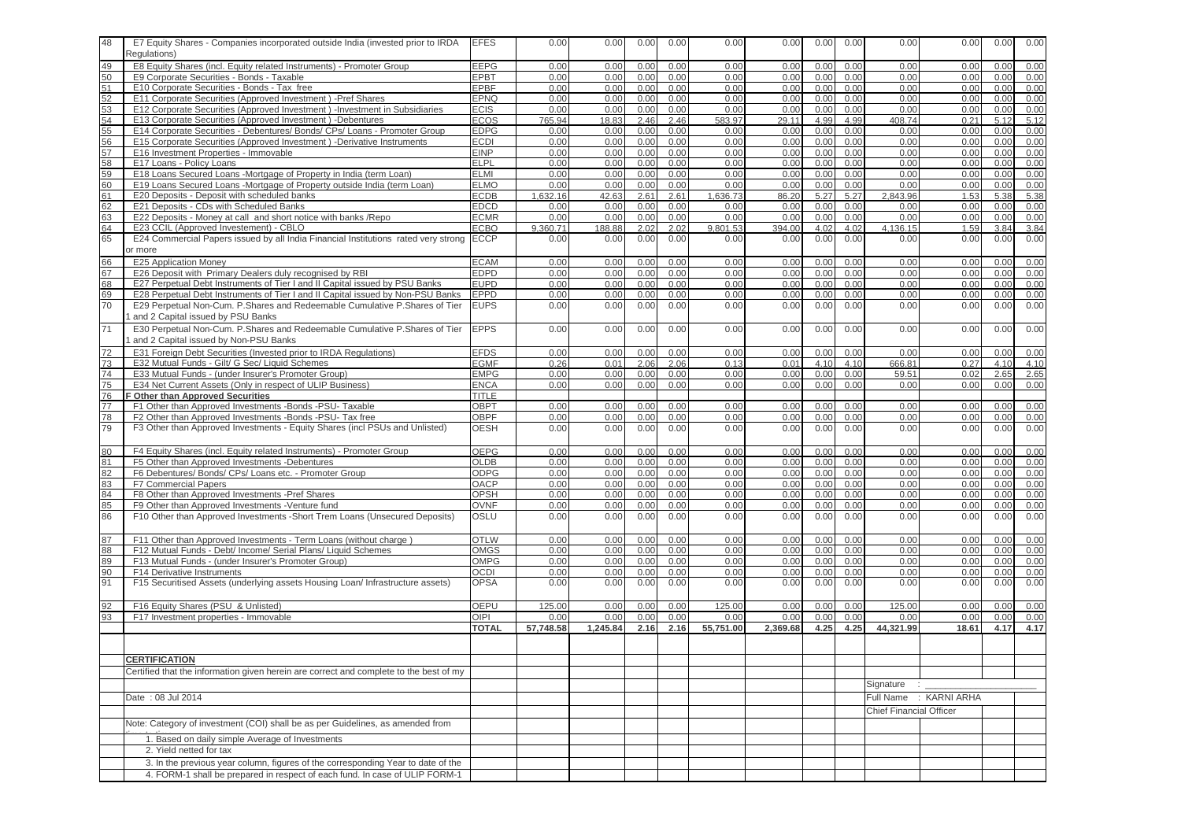| 48 | E7 Equity Shares - Companies incorporated outside India (invested prior to IRDA Regulations) | EFES | 0.00 | 0.00 | 0.00 | 0.00 | 0.00 | 0.00 | 0.00 | 0.00 | 0.00 | 0.00 | 0.00 | 0.00 |
|---|---|---|---|---|---|---|---|---|---|---|---|---|---|---|
| 49 | E8 Equity Shares (incl. Equity related Instruments) - Promoter Group | EEPG | 0.00 | 0.00 | 0.00 | 0.00 | 0.00 | 0.00 | 0.00 | 0.00 | 0.00 | 0.00 | 0.00 | 0.00 |
| 50 | E9 Corporate Securities - Bonds - Taxable | EPBT | 0.00 | 0.00 | 0.00 | 0.00 | 0.00 | 0.00 | 0.00 | 0.00 | 0.00 | 0.00 | 0.00 | 0.00 |
| 51 | E10 Corporate Securities - Bonds - Tax free | EPBF | 0.00 | 0.00 | 0.00 | 0.00 | 0.00 | 0.00 | 0.00 | 0.00 | 0.00 | 0.00 | 0.00 | 0.00 |
| 52 | E11 Corporate Securities (Approved Investment ) -Pref Shares | EPNQ | 0.00 | 0.00 | 0.00 | 0.00 | 0.00 | 0.00 | 0.00 | 0.00 | 0.00 | 0.00 | 0.00 | 0.00 |
| 53 | E12 Corporate Securities (Approved Investment ) -Investment in Subsidiaries | ECIS | 0.00 | 0.00 | 0.00 | 0.00 | 0.00 | 0.00 | 0.00 | 0.00 | 0.00 | 0.00 | 0.00 | 0.00 |
| 54 | E13 Corporate Securities (Approved Investment ) -Debentures | ECOS | 765.94 | 18.83 | 2.46 | 2.46 | 583.97 | 29.11 | 4.99 | 4.99 | 408.74 | 0.21 | 5.12 | 5.12 |
| 55 | E14 Corporate Securities - Debentures/ Bonds/ CPs/ Loans - Promoter Group | EDPG | 0.00 | 0.00 | 0.00 | 0.00 | 0.00 | 0.00 | 0.00 | 0.00 | 0.00 | 0.00 | 0.00 | 0.00 |
| 56 | E15 Corporate Securities (Approved Investment ) -Derivative Instruments | ECDI | 0.00 | 0.00 | 0.00 | 0.00 | 0.00 | 0.00 | 0.00 | 0.00 | 0.00 | 0.00 | 0.00 | 0.00 |
| 57 | E16 Investment Properties - Immovable | EINP | 0.00 | 0.00 | 0.00 | 0.00 | 0.00 | 0.00 | 0.00 | 0.00 | 0.00 | 0.00 | 0.00 | 0.00 |
| 58 | E17 Loans - Policy Loans | ELPL | 0.00 | 0.00 | 0.00 | 0.00 | 0.00 | 0.00 | 0.00 | 0.00 | 0.00 | 0.00 | 0.00 | 0.00 |
| 59 | E18 Loans Secured Loans -Mortgage of Property in India (term Loan) | ELMI | 0.00 | 0.00 | 0.00 | 0.00 | 0.00 | 0.00 | 0.00 | 0.00 | 0.00 | 0.00 | 0.00 | 0.00 |
| 60 | E19 Loans Secured Loans -Mortgage of Property outside India (term Loan) | ELMO | 0.00 | 0.00 | 0.00 | 0.00 | 0.00 | 0.00 | 0.00 | 0.00 | 0.00 | 0.00 | 0.00 | 0.00 |
| 61 | E20 Deposits - Deposit with scheduled banks | ECDB | 1,632.16 | 42.63 | 2.61 | 2.61 | 1,636.73 | 86.20 | 5.27 | 5.27 | 2,843.96 | 1.53 | 5.38 | 5.38 |
| 62 | E21 Deposits - CDs with Scheduled Banks | EDCD | 0.00 | 0.00 | 0.00 | 0.00 | 0.00 | 0.00 | 0.00 | 0.00 | 0.00 | 0.00 | 0.00 | 0.00 |
| 63 | E22 Deposits - Money at call and short notice with banks /Repo | ECMR | 0.00 | 0.00 | 0.00 | 0.00 | 0.00 | 0.00 | 0.00 | 0.00 | 0.00 | 0.00 | 0.00 | 0.00 |
| 64 | E23 CCIL (Approved Investement) - CBLO | ECBO | 9,360.71 | 188.88 | 2.02 | 2.02 | 9,801.53 | 394.00 | 4.02 | 4.02 | 4,136.15 | 1.59 | 3.84 | 3.84 |
| 65 | E24 Commercial Papers issued by all India Financial Institutions rated very strong or more | ECCP | 0.00 | 0.00 | 0.00 | 0.00 | 0.00 | 0.00 | 0.00 | 0.00 | 0.00 | 0.00 | 0.00 | 0.00 |
| 66 | E25 Application Money | ECAM | 0.00 | 0.00 | 0.00 | 0.00 | 0.00 | 0.00 | 0.00 | 0.00 | 0.00 | 0.00 | 0.00 | 0.00 |
| 67 | E26 Deposit with Primary Dealers duly recognised by RBI | EDPD | 0.00 | 0.00 | 0.00 | 0.00 | 0.00 | 0.00 | 0.00 | 0.00 | 0.00 | 0.00 | 0.00 | 0.00 |
| 68 | E27 Perpetual Debt Instruments of Tier I and II Capital issued by PSU Banks | EUPD | 0.00 | 0.00 | 0.00 | 0.00 | 0.00 | 0.00 | 0.00 | 0.00 | 0.00 | 0.00 | 0.00 | 0.00 |
| 69 | E28 Perpetual Debt Instruments of Tier I and II Capital issued by Non-PSU Banks | EPPD | 0.00 | 0.00 | 0.00 | 0.00 | 0.00 | 0.00 | 0.00 | 0.00 | 0.00 | 0.00 | 0.00 | 0.00 |
| 70 | E29 Perpetual Non-Cum. P.Shares and Redeemable Cumulative P.Shares of Tier 1 and 2 Capital issued by PSU Banks | EUPS | 0.00 | 0.00 | 0.00 | 0.00 | 0.00 | 0.00 | 0.00 | 0.00 | 0.00 | 0.00 | 0.00 | 0.00 |
| 71 | E30 Perpetual Non-Cum. P.Shares and Redeemable Cumulative P.Shares of Tier 1 and 2 Capital issued by Non-PSU Banks | EPPS | 0.00 | 0.00 | 0.00 | 0.00 | 0.00 | 0.00 | 0.00 | 0.00 | 0.00 | 0.00 | 0.00 | 0.00 |
| 72 | E31 Foreign Debt Securities (Invested prior to IRDA Regulations) | EFDS | 0.00 | 0.00 | 0.00 | 0.00 | 0.00 | 0.00 | 0.00 | 0.00 | 0.00 | 0.00 | 0.00 | 0.00 |
| 73 | E32 Mutual Funds - Gilt/ G Sec/ Liquid Schemes | EGMF | 0.26 | 0.01 | 2.06 | 2.06 | 0.13 | 0.01 | 4.10 | 4.10 | 666.81 | 0.27 | 4.10 | 4.10 |
| 74 | E33 Mutual Funds - (under Insurer's Promoter Group) | EMPG | 0.00 | 0.00 | 0.00 | 0.00 | 0.00 | 0.00 | 0.00 | 0.00 | 59.51 | 0.02 | 2.65 | 2.65 |
| 75 | E34 Net Current Assets (Only in respect of ULIP Business) | ENCA | 0.00 | 0.00 | 0.00 | 0.00 | 0.00 | 0.00 | 0.00 | 0.00 | 0.00 | 0.00 | 0.00 | 0.00 |
| 76 | **F Other than Approved Securities** | TITLE | | | | | | | | | | | | |
| 77 | F1 Other than Approved Investments -Bonds -PSU- Taxable | OBPT | 0.00 | 0.00 | 0.00 | 0.00 | 0.00 | 0.00 | 0.00 | 0.00 | 0.00 | 0.00 | 0.00 | 0.00 |
| 78 | F2 Other than Approved Investments -Bonds -PSU- Tax free | OBPF | 0.00 | 0.00 | 0.00 | 0.00 | 0.00 | 0.00 | 0.00 | 0.00 | 0.00 | 0.00 | 0.00 | 0.00 |
| 79 | F3 Other than Approved Investments - Equity Shares (incl PSUs and Unlisted) | OESH | 0.00 | 0.00 | 0.00 | 0.00 | 0.00 | 0.00 | 0.00 | 0.00 | 0.00 | 0.00 | 0.00 | 0.00 |
| 80 | F4 Equity Shares (incl. Equity related Instruments) - Promoter Group | OEPG | 0.00 | 0.00 | 0.00 | 0.00 | 0.00 | 0.00 | 0.00 | 0.00 | 0.00 | 0.00 | 0.00 | 0.00 |
| 81 | F5 Other than Approved Investments -Debentures | OLDB | 0.00 | 0.00 | 0.00 | 0.00 | 0.00 | 0.00 | 0.00 | 0.00 | 0.00 | 0.00 | 0.00 | 0.00 |
| 82 | F6 Debentures/ Bonds/ CPs/ Loans etc. - Promoter Group | ODPG | 0.00 | 0.00 | 0.00 | 0.00 | 0.00 | 0.00 | 0.00 | 0.00 | 0.00 | 0.00 | 0.00 | 0.00 |
| 83 | F7 Commercial Papers | OACP | 0.00 | 0.00 | 0.00 | 0.00 | 0.00 | 0.00 | 0.00 | 0.00 | 0.00 | 0.00 | 0.00 | 0.00 |
| 84 | F8 Other than Approved Investments -Pref Shares | OPSH | 0.00 | 0.00 | 0.00 | 0.00 | 0.00 | 0.00 | 0.00 | 0.00 | 0.00 | 0.00 | 0.00 | 0.00 |
| 85 | F9 Other than Approved Investments -Venture fund | OVNF | 0.00 | 0.00 | 0.00 | 0.00 | 0.00 | 0.00 | 0.00 | 0.00 | 0.00 | 0.00 | 0.00 | 0.00 |
| 86 | F10 Other than Approved Investments -Short Trem Loans (Unsecured Deposits) | OSLU | 0.00 | 0.00 | 0.00 | 0.00 | 0.00 | 0.00 | 0.00 | 0.00 | 0.00 | 0.00 | 0.00 | 0.00 |
| 87 | F11 Other than Approved Investments - Term Loans (without charge ) | OTLW | 0.00 | 0.00 | 0.00 | 0.00 | 0.00 | 0.00 | 0.00 | 0.00 | 0.00 | 0.00 | 0.00 | 0.00 |
| 88 | F12 Mutual Funds - Debt/ Income/ Serial Plans/ Liquid Schemes | OMGS | 0.00 | 0.00 | 0.00 | 0.00 | 0.00 | 0.00 | 0.00 | 0.00 | 0.00 | 0.00 | 0.00 | 0.00 |
| 89 | F13 Mutual Funds - (under Insurer's Promoter Group) | OMPG | 0.00 | 0.00 | 0.00 | 0.00 | 0.00 | 0.00 | 0.00 | 0.00 | 0.00 | 0.00 | 0.00 | 0.00 |
| 90 | F14 Derivative Instruments | OCDI | 0.00 | 0.00 | 0.00 | 0.00 | 0.00 | 0.00 | 0.00 | 0.00 | 0.00 | 0.00 | 0.00 | 0.00 |
| 91 | F15 Securitised Assets (underlying assets Housing Loan/ Infrastructure assets) | OPSA | 0.00 | 0.00 | 0.00 | 0.00 | 0.00 | 0.00 | 0.00 | 0.00 | 0.00 | 0.00 | 0.00 | 0.00 |
| 92 | F16 Equity Shares (PSU & Unlisted) | OEPU | 125.00 | 0.00 | 0.00 | 0.00 | 125.00 | 0.00 | 0.00 | 0.00 | 125.00 | 0.00 | 0.00 | 0.00 |
| 93 | F17 Investment properties - Immovable | OIPI | 0.00 | 0.00 | 0.00 | 0.00 | 0.00 | 0.00 | 0.00 | 0.00 | 0.00 | 0.00 | 0.00 | 0.00 |
| | | **TOTAL** | **57,748.58** | **1,245.84** | **2.16** | **2.16** | **55,751.00** | **2,369.68** | **4.25** | **4.25** | **44,321.99** | **18.61** | **4.17** | **4.17** |

**CERTIFICATION**

Certified that the information given herein are correct and complete to the best of my

Date : 08 Jul 2014

Signature : ____________________

Full Name : KARNI ARHA

Chief Financial Officer

Note: Category of investment (COI) shall be as per Guidelines, as amended from

1. Based on daily simple Average of Investments
2. Yield netted for tax
3. In the previous year column, figures of the corresponding Year to date of the
4. FORM-1 shall be prepared in respect of each fund. In case of ULIP FORM-1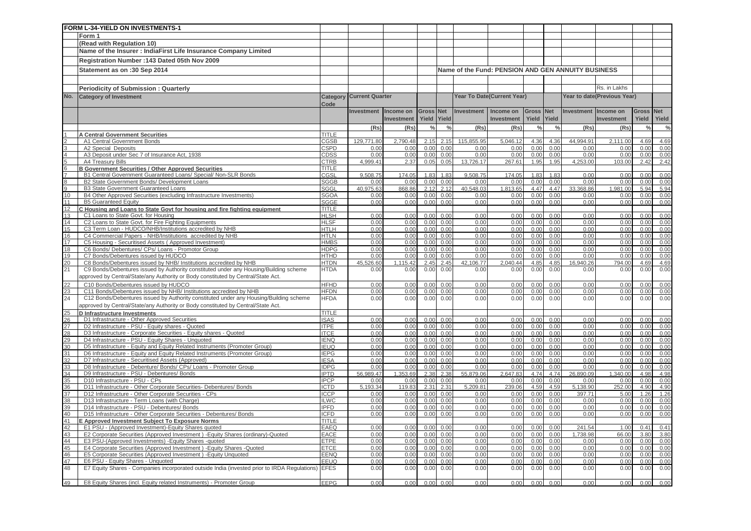# FORM L-34-YIELD ON INVESTMENTS-1

Form 1

(Read with Regulation 10)

Name of the Insurer : IndiaFirst Life Insurance Company Limited

Registration Number :143 Dated 05th Nov 2009

Statement as on :30 Sep 2014

Name of the Fund: PENSION AND GEN ANNUITY BUSINESS

Periodicity of Submission : Quarterly

Rs. in Lakhs

| No. | Category of Investment | Category Code | Current Quarter | | | | Year To Date(Current Year) | | | | Year to date(Previous Year) | | | |
|---|---|---|---|---|---|---|---|---|---|---|---|---|---|---|
| | | | Investment | Income on Investment | Gross Yield | Net Yield | Investment | Income on Investment | Gross Yield | Net Yield | Investment | Income on Investment | Gross Yield | Net Yield |
| | | | (Rs) | (Rs) | % | % | (Rs) | (Rs) | % | % | (Rs) | (Rs) | % | % |
| 1 | A Central Government Securities | TITLE | | | | | | | | | | | | |
| 2 | A1 Central Government Bonds | CGSB | 129,771.80 | 2,790.48 | 2.15 | 2.15 | 115,855.95 | 5,046.12 | 4.36 | 4.36 | 44,994.91 | 2,111.00 | 4.69 | 4.69 |
| 3 | A2 Special Deposits | CSPD | 0.00 | 0.00 | 0.00 | 0.00 | 0.00 | 0.00 | 0.00 | 0.00 | 0.00 | 0.00 | 0.00 | 0.00 |
| 4 | A3 Deposit under Sec 7 of Insurance Act, 1938 | CDSS | 0.00 | 0.00 | 0.00 | 0.00 | 0.00 | 0.00 | 0.00 | 0.00 | 0.00 | 0.00 | 0.00 | 0.00 |
| 5 | A4 Treasury Bills | CTRB | 4,999.41 | 2.37 | 0.05 | 0.05 | 13,726.17 | 267.61 | 1.95 | 1.95 | 4,253.00 | 103.00 | 2.42 | 2.42 |
| 6 | B Government Securities / Other Approved Securities | TITLE | | | | | | | | | | | | |
| 7 | B1 Central Government Guaranteed Loans/ Special/ Non-SLR Bonds | CGSL | 9,508.75 | 174.05 | 1.83 | 1.83 | 9,508.75 | 174.05 | 1.83 | 1.83 | 0.00 | 0.00 | 0.00 | 0.00 |
| 8 | B2 State Government Bonds/ Development Loans | SGGB | 0.00 | 0.00 | 0.00 | 0.00 | 0.00 | 0.00 | 0.00 | 0.00 | 0.00 | 0.00 | 0.00 | 0.00 |
| 9 | B3 State Government Guaranteed Loans | SGGL | 40,975.63 | 868.86 | 2.12 | 2.12 | 40,548.03 | 1,813.65 | 4.47 | 4.47 | 33,368.86 | 1,981.00 | 5.94 | 5.94 |
| 10 | B4 Other Approved Securities (excluding Infrastructure Investments) | SGOA | 0.00 | 0.00 | 0.00 | 0.00 | 0.00 | 0.00 | 0.00 | 0.00 | 0.00 | 0.00 | 0.00 | 0.00 |
| 11 | B5 Guaranteed Equity | SGGE | 0.00 | 0.00 | 0.00 | 0.00 | 0.00 | 0.00 | 0.00 | 0.00 | 0.00 | 0.00 | 0.00 | 0.00 |
| 12 | C Housing and Loans to State Govt for housing and fire fighting equipment | TITLE | | | | | | | | | | | | |
| 13 | C1 Loans to State Govt. for Housing | HLSH | 0.00 | 0.00 | 0.00 | 0.00 | 0.00 | 0.00 | 0.00 | 0.00 | 0.00 | 0.00 | 0.00 | 0.00 |
| 14 | C2 Loans to State Govt. for Fire Fighting Equipments | HLSF | 0.00 | 0.00 | 0.00 | 0.00 | 0.00 | 0.00 | 0.00 | 0.00 | 0.00 | 0.00 | 0.00 | 0.00 |
| 15 | C3 Term Loan - HUDCO/NHB/Institutions accredited by NHB | HTLH | 0.00 | 0.00 | 0.00 | 0.00 | 0.00 | 0.00 | 0.00 | 0.00 | 0.00 | 0.00 | 0.00 | 0.00 |
| 16 | C4 Commercial Papers - NHB/Institutions accredited by NHB | HTLN | 0.00 | 0.00 | 0.00 | 0.00 | 0.00 | 0.00 | 0.00 | 0.00 | 0.00 | 0.00 | 0.00 | 0.00 |
| 17 | C5 Housing - Securitised Assets ( Approved Investment) | HMBS | 0.00 | 0.00 | 0.00 | 0.00 | 0.00 | 0.00 | 0.00 | 0.00 | 0.00 | 0.00 | 0.00 | 0.00 |
| 18 | C6 Bonds/ Debentures/ CPs/ Loans - Promotor Group | HDPG | 0.00 | 0.00 | 0.00 | 0.00 | 0.00 | 0.00 | 0.00 | 0.00 | 0.00 | 0.00 | 0.00 | 0.00 |
| 19 | C7 Bonds/Debentures issued by HUDCO | HTHD | 0.00 | 0.00 | 0.00 | 0.00 | 0.00 | 0.00 | 0.00 | 0.00 | 0.00 | 0.00 | 0.00 | 0.00 |
| 20 | C8 Bonds/Debentures issued by NHB/ Institutions accredited by NHB | HTDN | 45,526.60 | 1,115.42 | 2.45 | 2.45 | 42,106.77 | 2,040.44 | 4.85 | 4.85 | 16,940.26 | 794.00 | 4.69 | 4.69 |
| 21 | C9 Bonds/Debentures issued by Authority constituted under any Housing/Building scheme approved by Central/State/any Authority or Body constituted by Central/State Act. | HTDA | 0.00 | 0.00 | 0.00 | 0.00 | 0.00 | 0.00 | 0.00 | 0.00 | 0.00 | 0.00 | 0.00 | 0.00 |
| 22 | C10 Bonds/Debentures issued by HUDCO | HFHD | 0.00 | 0.00 | 0.00 | 0.00 | 0.00 | 0.00 | 0.00 | 0.00 | 0.00 | 0.00 | 0.00 | 0.00 |
| 23 | C11 Bonds/Debentures issued by NHB/ Institutions accredited by NHB | HFDN | 0.00 | 0.00 | 0.00 | 0.00 | 0.00 | 0.00 | 0.00 | 0.00 | 0.00 | 0.00 | 0.00 | 0.00 |
| 24 | C12 Bonds/Debentures issued by Authority constituted under any Housing/Building scheme approved by Central/State/any Authority or Body constituted by Central/State Act. | HFDA | 0.00 | 0.00 | 0.00 | 0.00 | 0.00 | 0.00 | 0.00 | 0.00 | 0.00 | 0.00 | 0.00 | 0.00 |
| 25 | D Infrastructure Investments | TITLE | | | | | | | | | | | | |
| 26 | D1 Infrastructure - Other Approved Securities | ISAS | 0.00 | 0.00 | 0.00 | 0.00 | 0.00 | 0.00 | 0.00 | 0.00 | 0.00 | 0.00 | 0.00 | 0.00 |
| 27 | D2 Infrastructure - PSU - Equity shares - Quoted | ITPE | 0.00 | 0.00 | 0.00 | 0.00 | 0.00 | 0.00 | 0.00 | 0.00 | 0.00 | 0.00 | 0.00 | 0.00 |
| 28 | D3 Infrastructure - Corporate Securities - Equity shares - Quoted | ITCE | 0.00 | 0.00 | 0.00 | 0.00 | 0.00 | 0.00 | 0.00 | 0.00 | 0.00 | 0.00 | 0.00 | 0.00 |
| 29 | D4 Infrastructure - PSU - Equity Shares - Unquoted | IENQ | 0.00 | 0.00 | 0.00 | 0.00 | 0.00 | 0.00 | 0.00 | 0.00 | 0.00 | 0.00 | 0.00 | 0.00 |
| 30 | D5 Infrastructure - Equity and Equity Related Instruments (Promoter Group) | IEUQ | 0.00 | 0.00 | 0.00 | 0.00 | 0.00 | 0.00 | 0.00 | 0.00 | 0.00 | 0.00 | 0.00 | 0.00 |
| 31 | D6 Infrastructure - Equity and Equity Related Instruments (Promoter Group) | IEPG | 0.00 | 0.00 | 0.00 | 0.00 | 0.00 | 0.00 | 0.00 | 0.00 | 0.00 | 0.00 | 0.00 | 0.00 |
| 32 | D7 Infrastructure - Securitised Assets (Approved) | IESA | 0.00 | 0.00 | 0.00 | 0.00 | 0.00 | 0.00 | 0.00 | 0.00 | 0.00 | 0.00 | 0.00 | 0.00 |
| 33 | D8 Infrastructure - Debenture/ Bonds/ CPs/ Loans - Promoter Group | IDPG | 0.00 | 0.00 | 0.00 | 0.00 | 0.00 | 0.00 | 0.00 | 0.00 | 0.00 | 0.00 | 0.00 | 0.00 |
| 34 | D9 Infrastructure - PSU - Debentures/ Bonds | IPTD | 56,989.47 | 1,353.69 | 2.38 | 2.38 | 55,879.06 | 2,647.83 | 4.74 | 4.74 | 26,890.09 | 1,340.00 | 4.98 | 4.98 |
| 35 | D10 Infrastructure - PSU - CPs | IPCP | 0.00 | 0.00 | 0.00 | 0.00 | 0.00 | 0.00 | 0.00 | 0.00 | 0.00 | 0.00 | 0.00 | 0.00 |
| 36 | D11 Infrastructure - Other Corporate Securities- Debentures/ Bonds | ICTD | 5,193.34 | 119.83 | 2.31 | 2.31 | 5,209.81 | 239.06 | 4.59 | 4.59 | 5,138.90 | 252.00 | 4.90 | 4.90 |
| 37 | D12 Infrastructure - Other Corporate Securities - CPs | ICCP | 0.00 | 0.00 | 0.00 | 0.00 | 0.00 | 0.00 | 0.00 | 0.00 | 397.71 | 5.00 | 1.26 | 1.26 |
| 38 | D13 Infrastructure - Term Loans (with Charge) | ILWC | 0.00 | 0.00 | 0.00 | 0.00 | 0.00 | 0.00 | 0.00 | 0.00 | 0.00 | 0.00 | 0.00 | 0.00 |
| 39 | D14 Infrastructure - PSU - Debentures/ Bonds | IPFD | 0.00 | 0.00 | 0.00 | 0.00 | 0.00 | 0.00 | 0.00 | 0.00 | 0.00 | 0.00 | 0.00 | 0.00 |
| 40 | D15 Infrastructure - Other Corporate Securities - Debentures/ Bonds | ICFD | 0.00 | 0.00 | 0.00 | 0.00 | 0.00 | 0.00 | 0.00 | 0.00 | 0.00 | 0.00 | 0.00 | 0.00 |
| 41 | E Approved Investment Subject To Exposure Norms | TITLE | | | | | | | | | | | | |
| 42 | E1 PSU - (Approved Investment)-Equity Shares quoted | EAEQ | 0.00 | 0.00 | 0.00 | 0.00 | 0.00 | 0.00 | 0.00 | 0.00 | 241.54 | 1.00 | 0.41 | 0.41 |
| 43 | E2 Corporate Securities (Approved Investment ) -Equity Shares (ordinary)-Quoted | EACE | 0.00 | 0.00 | 0.00 | 0.00 | 0.00 | 0.00 | 0.00 | 0.00 | 1,738.98 | 66.00 | 3.80 | 3.80 |
| 44 | E3 PSU-(Approved Investments) -Equity Shares -quoted | ETPE | 0.00 | 0.00 | 0.00 | 0.00 | 0.00 | 0.00 | 0.00 | 0.00 | 0.00 | 0.00 | 0.00 | 0.00 |
| 45 | E4 Corporate Securities (Approved Investment ) -Equity Shares -Quoted | ETCE | 0.00 | 0.00 | 0.00 | 0.00 | 0.00 | 0.00 | 0.00 | 0.00 | 0.00 | 0.00 | 0.00 | 0.00 |
| 46 | E5 Corporate Securities (Approved Investment ) -Equity Unquoted | EENQ | 0.00 | 0.00 | 0.00 | 0.00 | 0.00 | 0.00 | 0.00 | 0.00 | 0.00 | 0.00 | 0.00 | 0.00 |
| 47 | E6 PSU - Equity Shares - Unquoted | EEUQ | 0.00 | 0.00 | 0.00 | 0.00 | 0.00 | 0.00 | 0.00 | 0.00 | 0.00 | 0.00 | 0.00 | 0.00 |
| 48 | E7 Equity Shares - Companies incorporated outside India (invested prior to IRDA Regulations) | EFES | 0.00 | 0.00 | 0.00 | 0.00 | 0.00 | 0.00 | 0.00 | 0.00 | 0.00 | 0.00 | 0.00 | 0.00 |
| 49 | E8 Equity Shares (incl. Equity related Instruments) - Promoter Group | EEPG | 0.00 | 0.00 | 0.00 | 0.00 | 0.00 | 0.00 | 0.00 | 0.00 | 0.00 | 0.00 | 0.00 | 0.00 |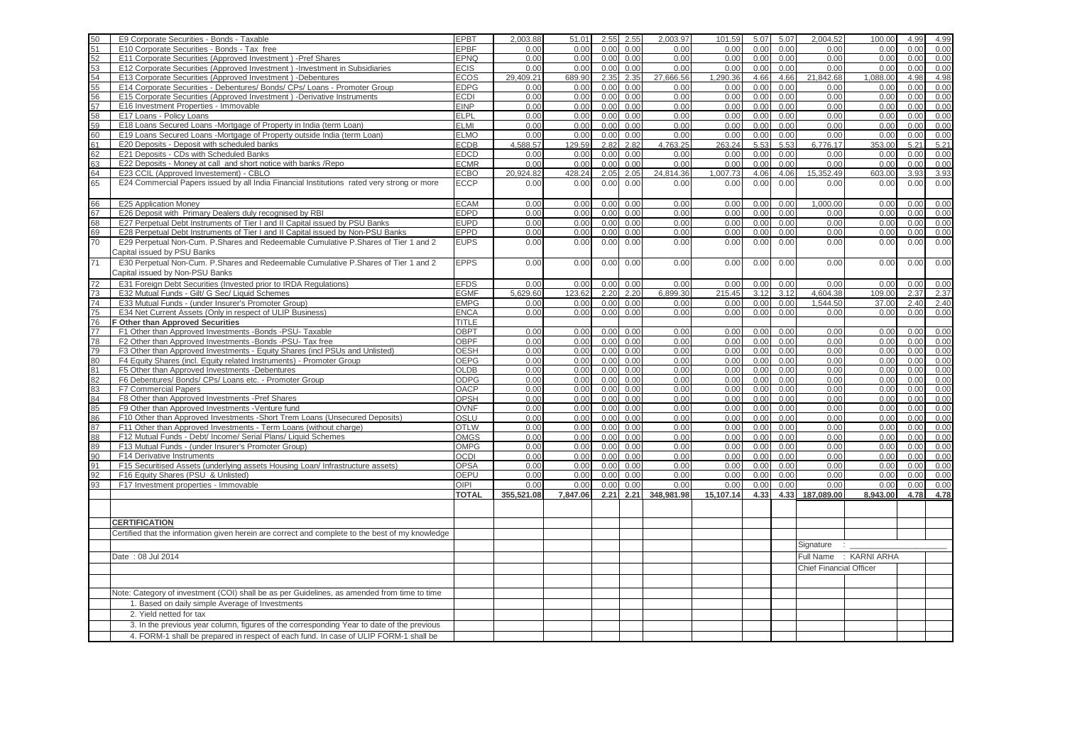| 50 | E9 Corporate Securities - Bonds - Taxable | EPBT | 2,003.88 | 51.01 | 2.55 | 2.55 | 2,003.97 | 101.59 | 5.07 | 5.07 | 2,004.52 | 100.00 | 4.99 | 4.99 |
|---|---|---|---|---|---|---|---|---|---|---|---|---|---|---|
| 51 | E10 Corporate Securities - Bonds - Tax free | EPBF | 0.00 | 0.00 | 0.00 | 0.00 | 0.00 | 0.00 | 0.00 | 0.00 | 0.00 | 0.00 | 0.00 | 0.00 |
| 52 | E11 Corporate Securities (Approved Investment ) -Pref Shares | EPNQ | 0.00 | 0.00 | 0.00 | 0.00 | 0.00 | 0.00 | 0.00 | 0.00 | 0.00 | 0.00 | 0.00 | 0.00 |
| 53 | E12 Corporate Securities (Approved Investment ) -Investment in Subsidiaries | ECIS | 0.00 | 0.00 | 0.00 | 0.00 | 0.00 | 0.00 | 0.00 | 0.00 | 0.00 | 0.00 | 0.00 | 0.00 |
| 54 | E13 Corporate Securities (Approved Investment ) -Debentures | ECOS | 29,409.21 | 689.90 | 2.35 | 2.35 | 27,666.56 | 1,290.36 | 4.66 | 4.66 | 21,842.68 | 1,088.00 | 4.98 | 4.98 |
| 55 | E14 Corporate Securities - Debentures/ Bonds/ CPs/ Loans - Promoter Group | EDPG | 0.00 | 0.00 | 0.00 | 0.00 | 0.00 | 0.00 | 0.00 | 0.00 | 0.00 | 0.00 | 0.00 | 0.00 |
| 56 | E15 Corporate Securities (Approved Investment ) -Derivative Instruments | ECDI | 0.00 | 0.00 | 0.00 | 0.00 | 0.00 | 0.00 | 0.00 | 0.00 | 0.00 | 0.00 | 0.00 | 0.00 |
| 57 | E16 Investment Properties - Immovable | EINP | 0.00 | 0.00 | 0.00 | 0.00 | 0.00 | 0.00 | 0.00 | 0.00 | 0.00 | 0.00 | 0.00 | 0.00 |
| 58 | E17 Loans - Policy Loans | ELPL | 0.00 | 0.00 | 0.00 | 0.00 | 0.00 | 0.00 | 0.00 | 0.00 | 0.00 | 0.00 | 0.00 | 0.00 |
| 59 | E18 Loans Secured Loans -Mortgage of Property in India (term Loan) | ELMI | 0.00 | 0.00 | 0.00 | 0.00 | 0.00 | 0.00 | 0.00 | 0.00 | 0.00 | 0.00 | 0.00 | 0.00 |
| 60 | E19 Loans Secured Loans -Mortgage of Property outside India (term Loan) | ELMO | 0.00 | 0.00 | 0.00 | 0.00 | 0.00 | 0.00 | 0.00 | 0.00 | 0.00 | 0.00 | 0.00 | 0.00 |
| 61 | E20 Deposits - Deposit with scheduled banks | ECDB | 4,588.57 | 129.59 | 2.82 | 2.82 | 4,763.25 | 263.24 | 5.53 | 5.53 | 6,776.17 | 353.00 | 5.21 | 5.21 |
| 62 | E21 Deposits - CDs with Scheduled Banks | EDCD | 0.00 | 0.00 | 0.00 | 0.00 | 0.00 | 0.00 | 0.00 | 0.00 | 0.00 | 0.00 | 0.00 | 0.00 |
| 63 | E22 Deposits - Money at call and short notice with banks /Repo | ECMR | 0.00 | 0.00 | 0.00 | 0.00 | 0.00 | 0.00 | 0.00 | 0.00 | 0.00 | 0.00 | 0.00 | 0.00 |
| 64 | E23 CCIL (Approved Investement) - CBLO | ECBO | 20,924.82 | 428.24 | 2.05 | 2.05 | 24,814.36 | 1,007.73 | 4.06 | 4.06 | 15,352.49 | 603.00 | 3.93 | 3.93 |
| 65 | E24 Commercial Papers issued by all India Financial Institutions rated very strong or more | ECCP | 0.00 | 0.00 | 0.00 | 0.00 | 0.00 | 0.00 | 0.00 | 0.00 | 0.00 | 0.00 | 0.00 | 0.00 |
| 66 | E25 Application Money | ECAM | 0.00 | 0.00 | 0.00 | 0.00 | 0.00 | 0.00 | 0.00 | 0.00 | 1,000.00 | 0.00 | 0.00 | 0.00 |
| 67 | E26 Deposit with Primary Dealers duly recognised by RBI | EDPD | 0.00 | 0.00 | 0.00 | 0.00 | 0.00 | 0.00 | 0.00 | 0.00 | 0.00 | 0.00 | 0.00 | 0.00 |
| 68 | E27 Perpetual Debt Instruments of Tier I and II Capital issued by PSU Banks | EUPD | 0.00 | 0.00 | 0.00 | 0.00 | 0.00 | 0.00 | 0.00 | 0.00 | 0.00 | 0.00 | 0.00 | 0.00 |
| 69 | E28 Perpetual Debt Instruments of Tier I and II Capital issued by Non-PSU Banks | EPPD | 0.00 | 0.00 | 0.00 | 0.00 | 0.00 | 0.00 | 0.00 | 0.00 | 0.00 | 0.00 | 0.00 | 0.00 |
| 70 | E29 Perpetual Non-Cum. P.Shares and Redeemable Cumulative P.Shares of Tier 1 and 2 Capital issued by PSU Banks | EUPS | 0.00 | 0.00 | 0.00 | 0.00 | 0.00 | 0.00 | 0.00 | 0.00 | 0.00 | 0.00 | 0.00 | 0.00 |
| 71 | E30 Perpetual Non-Cum. P.Shares and Redeemable Cumulative P.Shares of Tier 1 and 2 Capital issued by Non-PSU Banks | EPPS | 0.00 | 0.00 | 0.00 | 0.00 | 0.00 | 0.00 | 0.00 | 0.00 | 0.00 | 0.00 | 0.00 | 0.00 |
| 72 | E31 Foreign Debt Securities (Invested prior to IRDA Regulations) | EFDS | 0.00 | 0.00 | 0.00 | 0.00 | 0.00 | 0.00 | 0.00 | 0.00 | 0.00 | 0.00 | 0.00 | 0.00 |
| 73 | E32 Mutual Funds - Gilt/ G Sec/ Liquid Schemes | EGMF | 5,629.60 | 123.62 | 2.20 | 2.20 | 6,899.30 | 215.45 | 3.12 | 3.12 | 4,604.38 | 109.00 | 2.37 | 2.37 |
| 74 | E33 Mutual Funds - (under Insurer's Promoter Group) | EMPG | 0.00 | 0.00 | 0.00 | 0.00 | 0.00 | 0.00 | 0.00 | 0.00 | 1,544.50 | 37.00 | 2.40 | 2.40 |
| 75 | E34 Net Current Assets (Only in respect of ULIP Business) | ENCA | 0.00 | 0.00 | 0.00 | 0.00 | 0.00 | 0.00 | 0.00 | 0.00 | 0.00 | 0.00 | 0.00 | 0.00 |
| 76 | **F Other than Approved Securities** | TITLE | | | | | | | | | | | | |
| 77 | F1 Other than Approved Investments -Bonds -PSU- Taxable | OBPT | 0.00 | 0.00 | 0.00 | 0.00 | 0.00 | 0.00 | 0.00 | 0.00 | 0.00 | 0.00 | 0.00 | 0.00 |
| 78 | F2 Other than Approved Investments -Bonds -PSU- Tax free | OBPF | 0.00 | 0.00 | 0.00 | 0.00 | 0.00 | 0.00 | 0.00 | 0.00 | 0.00 | 0.00 | 0.00 | 0.00 |
| 79 | F3 Other than Approved Investments - Equity Shares (incl PSUs and Unlisted) | OESH | 0.00 | 0.00 | 0.00 | 0.00 | 0.00 | 0.00 | 0.00 | 0.00 | 0.00 | 0.00 | 0.00 | 0.00 |
| 80 | F4 Equity Shares (incl. Equity related Instruments) - Promoter Group | OEPG | 0.00 | 0.00 | 0.00 | 0.00 | 0.00 | 0.00 | 0.00 | 0.00 | 0.00 | 0.00 | 0.00 | 0.00 |
| 81 | F5 Other than Approved Investments -Debentures | OLDB | 0.00 | 0.00 | 0.00 | 0.00 | 0.00 | 0.00 | 0.00 | 0.00 | 0.00 | 0.00 | 0.00 | 0.00 |
| 82 | F6 Debentures/ Bonds/ CPs/ Loans etc. - Promoter Group | ODPG | 0.00 | 0.00 | 0.00 | 0.00 | 0.00 | 0.00 | 0.00 | 0.00 | 0.00 | 0.00 | 0.00 | 0.00 |
| 83 | F7 Commercial Papers | OACP | 0.00 | 0.00 | 0.00 | 0.00 | 0.00 | 0.00 | 0.00 | 0.00 | 0.00 | 0.00 | 0.00 | 0.00 |
| 84 | F8 Other than Approved Investments -Pref Shares | OPSH | 0.00 | 0.00 | 0.00 | 0.00 | 0.00 | 0.00 | 0.00 | 0.00 | 0.00 | 0.00 | 0.00 | 0.00 |
| 85 | F9 Other than Approved Investments -Venture fund | OVNF | 0.00 | 0.00 | 0.00 | 0.00 | 0.00 | 0.00 | 0.00 | 0.00 | 0.00 | 0.00 | 0.00 | 0.00 |
| 86 | F10 Other than Approved Investments -Short Trem Loans (Unsecured Deposits) | OSLU | 0.00 | 0.00 | 0.00 | 0.00 | 0.00 | 0.00 | 0.00 | 0.00 | 0.00 | 0.00 | 0.00 | 0.00 |
| 87 | F11 Other than Approved Investments - Term Loans (without charge) | OTLW | 0.00 | 0.00 | 0.00 | 0.00 | 0.00 | 0.00 | 0.00 | 0.00 | 0.00 | 0.00 | 0.00 | 0.00 |
| 88 | F12 Mutual Funds - Debt/ Income/ Serial Plans/ Liquid Schemes | OMGS | 0.00 | 0.00 | 0.00 | 0.00 | 0.00 | 0.00 | 0.00 | 0.00 | 0.00 | 0.00 | 0.00 | 0.00 |
| 89 | F13 Mutual Funds - (under Insurer's Promoter Group) | OMPG | 0.00 | 0.00 | 0.00 | 0.00 | 0.00 | 0.00 | 0.00 | 0.00 | 0.00 | 0.00 | 0.00 | 0.00 |
| 90 | F14 Derivative Instruments | OCDI | 0.00 | 0.00 | 0.00 | 0.00 | 0.00 | 0.00 | 0.00 | 0.00 | 0.00 | 0.00 | 0.00 | 0.00 |
| 91 | F15 Securitised Assets (underlying assets Housing Loan/ Infrastructure assets) | OPSA | 0.00 | 0.00 | 0.00 | 0.00 | 0.00 | 0.00 | 0.00 | 0.00 | 0.00 | 0.00 | 0.00 | 0.00 |
| 92 | F16 Equity Shares (PSU & Unlisted) | OEPU | 0.00 | 0.00 | 0.00 | 0.00 | 0.00 | 0.00 | 0.00 | 0.00 | 0.00 | 0.00 | 0.00 | 0.00 |
| 93 | F17 Investment properties - Immovable | OIPI | 0.00 | 0.00 | 0.00 | 0.00 | 0.00 | 0.00 | 0.00 | 0.00 | 0.00 | 0.00 | 0.00 | 0.00 |
| | | **TOTAL** | **355,521.08** | **7,847.06** | **2.21** | **2.21** | **348,981.98** | **15,107.14** | **4.33** | **4.33** | **187,089.00** | **8,943.00** | **4.78** | **4.78** |

**CERTIFICATION**

Certified that the information given herein are correct and complete to the best of my knowledge

Date : 08 Jul 2014

Signature :

Full Name : KARNI ARHA

Chief Financial Officer

Note: Category of investment (COI) shall be as per Guidelines, as amended from time to time

1. Based on daily simple Average of Investments
2. Yield netted for tax
3. In the previous year column, figures of the corresponding Year to date of the previous
4. FORM-1 shall be prepared in respect of each fund. In case of ULIP FORM-1 shall be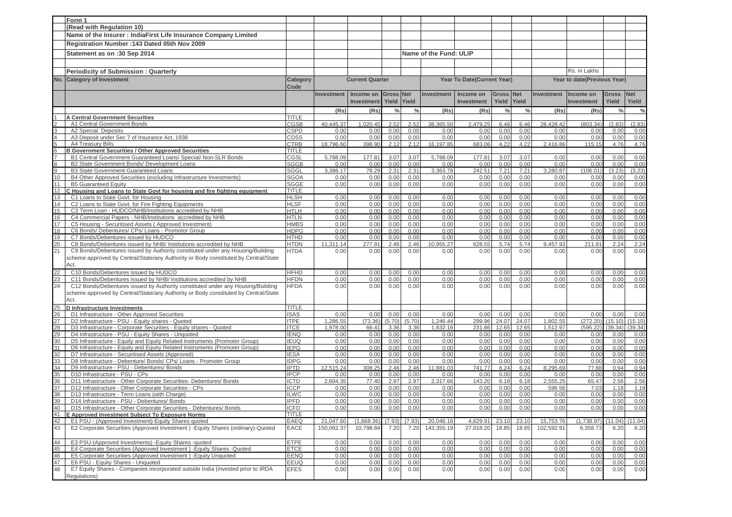Form 1

(Read with Regulation 10)

Name of the Insurer : IndiaFirst Life Insurance Company Limited

Registration Number :143 Dated 05th Nov 2009

Statement as on :30 Sep 2014

Name of the Fund: ULIP

Periodicity of Submission : Quarterly

Rs. in Lakhs

| No. | Category of Investment | Category Code | Current Quarter | | | | Year To Date(Current Year) | | | | Year to date(Previous Year) | | | |
|---|---|---|---|---|---|---|---|---|---|---|---|---|---|---|
| | | | Investment | Income on Investment | Gross Yield | Net Yield | Investment | Income on Investment | Gross Yield | Net Yield | Investment | Income on Investment | Gross Yield | Net Yield |
| | | | (Rs) | (Rs) | % | % | (Rs) | (Rs) | % | % | (Rs) | (Rs) | % | % |
| 1 | A Central Government Securities | TITLE | | | | | | | | | | | | |
| 2 | A1 Central Government Bonds | CGSB | 40,445.37 | 1,020.45 | 2.52 | 2.52 | 38,365.50 | 2,479.25 | 6.46 | 6.46 | 28,428.42 | (803.34) | (2.83) | (2.83) |
| 3 | A2 Special Deposits | CSPD | 0.00 | 0.00 | 0.00 | 0.00 | 0.00 | 0.00 | 0.00 | 0.00 | 0.00 | 0.00 | 0.00 | 0.00 |
| 4 | A3 Deposit under Sec 7 of Insurance Act, 1938 | CDSS | 0.00 | 0.00 | 0.00 | 0.00 | 0.00 | 0.00 | 0.00 | 0.00 | 0.00 | 0.00 | 0.00 | 0.00 |
| 5 | A4 Treasury Bills | CTRB | 18,796.60 | 398.90 | 2.12 | 2.12 | 16,197.85 | 683.06 | 4.22 | 4.22 | 2,416.86 | 115.15 | 4.76 | 4.76 |
| 6 | B Government Securities / Other Approved Securities | TITLE | | | | | | | | | | | | |
| 7 | B1 Central Government Guaranteed Loans/ Special/ Non-SLR Bonds | CGSL | 5,788.09 | 177.81 | 3.07 | 3.07 | 5,788.09 | 177.81 | 3.07 | 3.07 | 0.00 | 0.00 | 0.00 | 0.00 |
| 8 | B2 State Government Bonds/ Development Loans | SGGB | 0.00 | 0.00 | 0.00 | 0.00 | 0.00 | 0.00 | 0.00 | 0.00 | 0.00 | 0.00 | 0.00 | 0.00 |
| 9 | B3 State Government Guaranteed Loans | SGGL | 3,386.17 | 78.29 | 2.31 | 2.31 | 3,363.78 | 242.51 | 7.21 | 7.21 | 3,280.87 | (106.01) | (3.23) | (3.23) |
| 10 | B4 Other Approved Securities (excluding Infrastructure Investments) | SGOA | 0.00 | 0.00 | 0.00 | 0.00 | 0.00 | 0.00 | 0.00 | 0.00 | 0.00 | 0.00 | 0.00 | 0.00 |
| 11 | B5 Guaranteed Equity | SGGE | 0.00 | 0.00 | 0.00 | 0.00 | 0.00 | 0.00 | 0.00 | 0.00 | 0.00 | 0.00 | 0.00 | 0.00 |
| 12 | C Housing and Loans to State Govt for housing and fire fighting equipment | TITLE | | | | | | | | | | | | |
| 13 | C1 Loans to State Govt. for Housing | HLSH | 0.00 | 0.00 | 0.00 | 0.00 | 0.00 | 0.00 | 0.00 | 0.00 | 0.00 | 0.00 | 0.00 | 0.00 |
| 14 | C2 Loans to State Govt. for Fire Fighting Equipments | HLSF | 0.00 | 0.00 | 0.00 | 0.00 | 0.00 | 0.00 | 0.00 | 0.00 | 0.00 | 0.00 | 0.00 | 0.00 |
| 15 | C3 Term Loan - HUDCO/NHB/Institutions accredited by NHB | HTLH | 0.00 | 0.00 | 0.00 | 0.00 | 0.00 | 0.00 | 0.00 | 0.00 | 0.00 | 0.00 | 0.00 | 0.00 |
| 16 | C4 Commercial Papers - NHB/Institutions accredited by NHB | HTLN | 0.00 | 0.00 | 0.00 | 0.00 | 0.00 | 0.00 | 0.00 | 0.00 | 0.00 | 0.00 | 0.00 | 0.00 |
| 17 | C5 Housing - Securitised Assets ( Approved Investment) | HMBS | 0.00 | 0.00 | 0.00 | 0.00 | 0.00 | 0.00 | 0.00 | 0.00 | 0.00 | 0.00 | 0.00 | 0.00 |
| 18 | C6 Bonds/ Debentures/ CPs/ Loans - Promotor Group | HDPG | 0.00 | 0.00 | 0.00 | 0.00 | 0.00 | 0.00 | 0.00 | 0.00 | 0.00 | 0.00 | 0.00 | 0.00 |
| 19 | C7 Bonds/Debentures issued by HUDCO | HTHD | 0.00 | 0.00 | 0.00 | 0.00 | 0.00 | 0.00 | 0.00 | 0.00 | 0.00 | 0.00 | 0.00 | 0.00 |
| 20 | C8 Bonds/Debentures issued by NHB/ Institutions accredited by NHB | HTDN | 11,311.14 | 277.91 | 2.46 | 2.46 | 10,955.27 | 628.55 | 5.74 | 5.74 | 9,457.93 | 211.91 | 2.24 | 2.24 |
| 21 | C9 Bonds/Debentures issued by Authority constituted under any Housing/Building scheme approved by Central/State/any Authority or Body constituted by Central/State Act. | HTDA | 0.00 | 0.00 | 0.00 | 0.00 | 0.00 | 0.00 | 0.00 | 0.00 | 0.00 | 0.00 | 0.00 | 0.00 |
| 22 | C10 Bonds/Debentures issued by HUDCO | HFHD | 0.00 | 0.00 | 0.00 | 0.00 | 0.00 | 0.00 | 0.00 | 0.00 | 0.00 | 0.00 | 0.00 | 0.00 |
| 23 | C11 Bonds/Debentures issued by NHB/ Institutions accredited by NHB | HFDN | 0.00 | 0.00 | 0.00 | 0.00 | 0.00 | 0.00 | 0.00 | 0.00 | 0.00 | 0.00 | 0.00 | 0.00 |
| 24 | C12 Bonds/Debentures issued by Authority constituted under any Housing/Building scheme approved by Central/State/any Authority or Body constituted by Central/State Act. | HFDA | 0.00 | 0.00 | 0.00 | 0.00 | 0.00 | 0.00 | 0.00 | 0.00 | 0.00 | 0.00 | 0.00 | 0.00 |
| 25 | D Infrastructure Investments | TITLE | | | | | | | | | | | | |
| 26 | D1 Infrastructure - Other Approved Securities | ISAS | 0.00 | 0.00 | 0.00 | 0.00 | 0.00 | 0.00 | 0.00 | 0.00 | 0.00 | 0.00 | 0.00 | 0.00 |
| 27 | D2 Infrastructure - PSU - Equity shares - Quoted | ITPE | 1,286.55 | (73.36) | (5.70) | (5.70) | 1,246.44 | 299.96 | 24.07 | 24.07 | 1,802.55 | (272.20) | (15.10) | (15.10) |
| 28 | D3 Infrastructure - Corporate Securities - Equity shares - Quoted | ITCE | 1,978.00 | 66.41 | 3.36 | 3.36 | 1,832.16 | 231.86 | 12.65 | 12.65 | 1,512.97 | (595.22) | (39.34) | (39.34) |
| 29 | D4 Infrastructure - PSU - Equity Shares - Unquoted | IENQ | 0.00 | 0.00 | 0.00 | 0.00 | 0.00 | 0.00 | 0.00 | 0.00 | 0.00 | 0.00 | 0.00 | 0.00 |
| 30 | D5 Infrastructure - Equity and Equity Related Instruments (Promoter Group) | IEUQ | 0.00 | 0.00 | 0.00 | 0.00 | 0.00 | 0.00 | 0.00 | 0.00 | 0.00 | 0.00 | 0.00 | 0.00 |
| 31 | D6 Infrastructure - Equity and Equity Related Instruments (Promoter Group) | IEPG | 0.00 | 0.00 | 0.00 | 0.00 | 0.00 | 0.00 | 0.00 | 0.00 | 0.00 | 0.00 | 0.00 | 0.00 |
| 32 | D7 Infrastructure - Securitised Assets (Approved) | IESA | 0.00 | 0.00 | 0.00 | 0.00 | 0.00 | 0.00 | 0.00 | 0.00 | 0.00 | 0.00 | 0.00 | 0.00 |
| 33 | D8 Infrastructure - Debenture/ Bonds/ CPs/ Loans - Promoter Group | IDPG | 0.00 | 0.00 | 0.00 | 0.00 | 0.00 | 0.00 | 0.00 | 0.00 | 0.00 | 0.00 | 0.00 | 0.00 |
| 34 | D9 Infrastructure - PSU - Debentures/ Bonds | IPTD | 12,515.24 | 308.25 | 2.46 | 2.46 | 11,881.03 | 741.77 | 6.24 | 6.24 | 8,295.69 | 77.88 | 0.94 | 0.94 |
| 35 | D10 Infrastructure - PSU - CPs | IPCP | 0.00 | 0.00 | 0.00 | 0.00 | 0.00 | 0.00 | 0.00 | 0.00 | 0.00 | 0.00 | 0.00 | 0.00 |
| 36 | D11 Infrastructure - Other Corporate Securities- Debentures/ Bonds | ICTD | 2,604.35 | 77.40 | 2.97 | 2.97 | 2,317.66 | 143.20 | 6.18 | 6.18 | 2,555.25 | 65.47 | 2.56 | 2.56 |
| 37 | D12 Infrastructure - Other Corporate Securities - CPs | ICCP | 0.00 | 0.00 | 0.00 | 0.00 | 0.00 | 0.00 | 0.00 | 0.00 | 596.56 | 7.03 | 1.18 | 1.18 |
| 38 | D13 Infrastructure - Term Loans (with Charge) | ILWC | 0.00 | 0.00 | 0.00 | 0.00 | 0.00 | 0.00 | 0.00 | 0.00 | 0.00 | 0.00 | 0.00 | 0.00 |
| 39 | D14 Infrastructure - PSU - Debentures/ Bonds | IPFD | 0.00 | 0.00 | 0.00 | 0.00 | 0.00 | 0.00 | 0.00 | 0.00 | 0.00 | 0.00 | 0.00 | 0.00 |
| 40 | D15 Infrastructure - Other Corporate Securities - Debentures/ Bonds | ICFD | 0.00 | 0.00 | 0.00 | 0.00 | 0.00 | 0.00 | 0.00 | 0.00 | 0.00 | 0.00 | 0.00 | 0.00 |
| 41 | E Approved Investment Subject To Exposure Norms | TITLE | | | | | | | | | | | | |
| 42 | E1 PSU - (Approved Investment)-Equity Shares quoted | EAEQ | 21,047.60 | (1,668.36) | (7.93) | (7.93) | 20,046.16 | 4,629.91 | 23.10 | 23.10 | 15,753.76 | (1,738.97) | (11.04) | (11.04) |
| 43 | E2 Corporate Securities (Approved Investment ) -Equity Shares (ordinary)-Quoted | EACE | 150,062.37 | 10,798.84 | 7.20 | 7.20 | 143,355.19 | 27,018.20 | 18.85 | 18.85 | 102,592.91 | 6,358.73 | 6.20 | 6.20 |
| 44 | E3 PSU-(Approved Investments) -Equity Shares -quoted | ETPE | 0.00 | 0.00 | 0.00 | 0.00 | 0.00 | 0.00 | 0.00 | 0.00 | 0.00 | 0.00 | 0.00 | 0.00 |
| 45 | E4 Corporate Securities (Approved Investment ) -Equity Shares -Quoted | ETCE | 0.00 | 0.00 | 0.00 | 0.00 | 0.00 | 0.00 | 0.00 | 0.00 | 0.00 | 0.00 | 0.00 | 0.00 |
| 46 | E5 Corporate Securities (Approved Investment ) -Equity Unquoted | EENQ | 0.00 | 0.00 | 0.00 | 0.00 | 0.00 | 0.00 | 0.00 | 0.00 | 0.00 | 0.00 | 0.00 | 0.00 |
| 47 | E6 PSU - Equity Shares - Unquoted | EEUQ | 0.00 | 0.00 | 0.00 | 0.00 | 0.00 | 0.00 | 0.00 | 0.00 | 0.00 | 0.00 | 0.00 | 0.00 |
| 48 | E7 Equity Shares - Companies incorporated outside India (invested prior to IRDA Regulations) | EFES | 0.00 | 0.00 | 0.00 | 0.00 | 0.00 | 0.00 | 0.00 | 0.00 | 0.00 | 0.00 | 0.00 | 0.00 |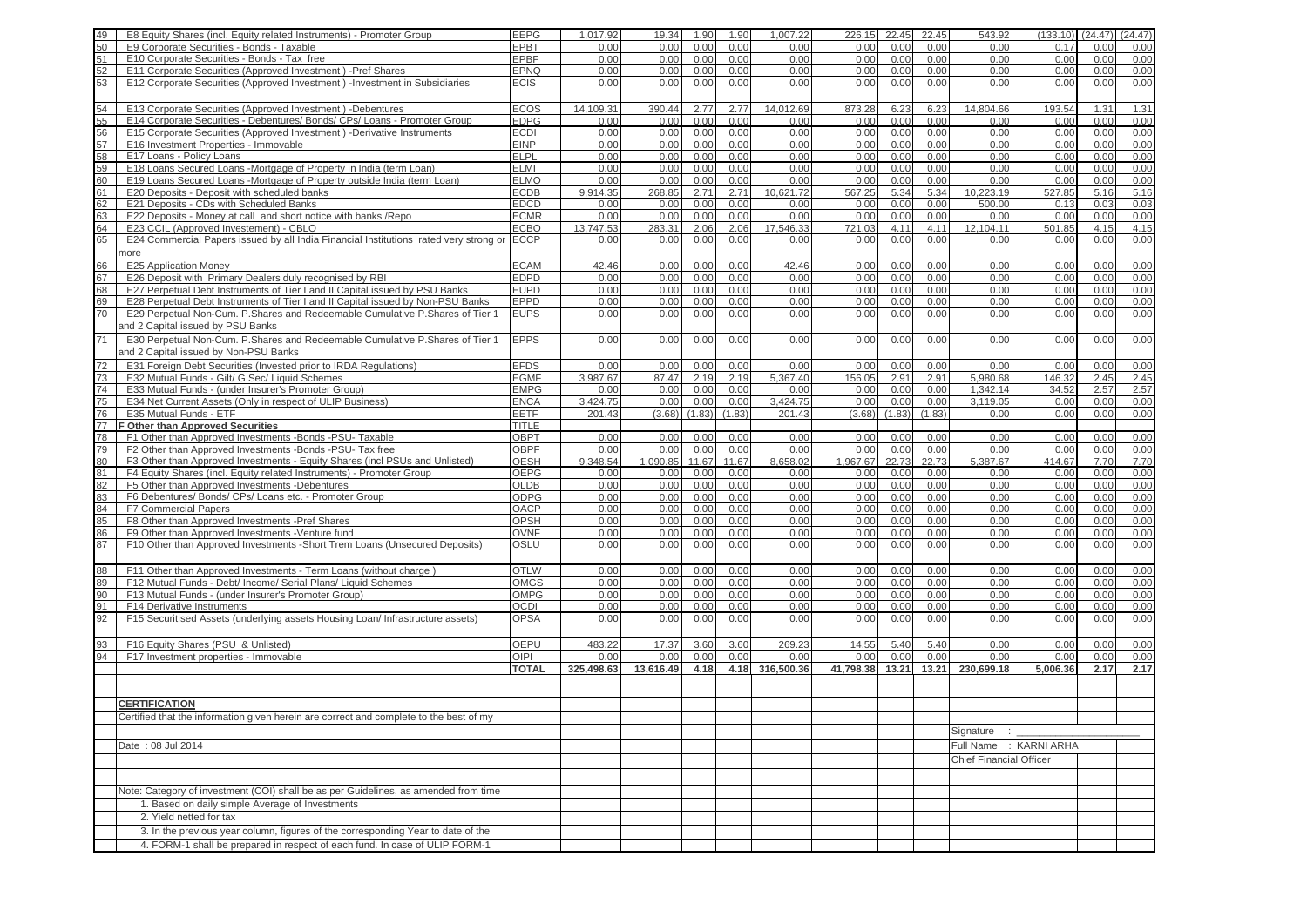| | | | | | | | | | | | | | | |
|---|---|---|---|---|---|---|---|---|---|---|---|---|---|---|
| 49 | E8 Equity Shares (incl. Equity related Instruments) - Promoter Group | EEPG | 1,017.92 | 19.34 | 1.90 | 1.90 | 1,007.22 | 226.15 | 22.45 | 22.45 | 543.92 | (133.10) | (24.47) | (24.47) |
| 50 | E9 Corporate Securities - Bonds - Taxable | EPBT | 0.00 | 0.00 | 0.00 | 0.00 | 0.00 | 0.00 | 0.00 | 0.00 | 0.00 | 0.17 | 0.00 | 0.00 |
| 51 | E10 Corporate Securities - Bonds - Tax free | EPBF | 0.00 | 0.00 | 0.00 | 0.00 | 0.00 | 0.00 | 0.00 | 0.00 | 0.00 | 0.00 | 0.00 | 0.00 |
| 52 | E11 Corporate Securities (Approved Investment ) -Pref Shares | EPNQ | 0.00 | 0.00 | 0.00 | 0.00 | 0.00 | 0.00 | 0.00 | 0.00 | 0.00 | 0.00 | 0.00 | 0.00 |
| 53 | E12 Corporate Securities (Approved Investment ) -Investment in Subsidiaries | ECIS | 0.00 | 0.00 | 0.00 | 0.00 | 0.00 | 0.00 | 0.00 | 0.00 | 0.00 | 0.00 | 0.00 | 0.00 |
| 54 | E13 Corporate Securities (Approved Investment ) -Debentures | ECOS | 14,109.31 | 390.44 | 2.77 | 2.77 | 14,012.69 | 873.28 | 6.23 | 6.23 | 14,804.66 | 193.54 | 1.31 | 1.31 |
| 55 | E14 Corporate Securities - Debentures/ Bonds/ CPs/ Loans - Promoter Group | EDPG | 0.00 | 0.00 | 0.00 | 0.00 | 0.00 | 0.00 | 0.00 | 0.00 | 0.00 | 0.00 | 0.00 | 0.00 |
| 56 | E15 Corporate Securities (Approved Investment ) -Derivative Instruments | ECDI | 0.00 | 0.00 | 0.00 | 0.00 | 0.00 | 0.00 | 0.00 | 0.00 | 0.00 | 0.00 | 0.00 | 0.00 |
| 57 | E16 Investment Properties - Immovable | EINP | 0.00 | 0.00 | 0.00 | 0.00 | 0.00 | 0.00 | 0.00 | 0.00 | 0.00 | 0.00 | 0.00 | 0.00 |
| 58 | E17 Loans - Policy Loans | ELPL | 0.00 | 0.00 | 0.00 | 0.00 | 0.00 | 0.00 | 0.00 | 0.00 | 0.00 | 0.00 | 0.00 | 0.00 |
| 59 | E18 Loans Secured Loans -Mortgage of Property in India (term Loan) | ELMI | 0.00 | 0.00 | 0.00 | 0.00 | 0.00 | 0.00 | 0.00 | 0.00 | 0.00 | 0.00 | 0.00 | 0.00 |
| 60 | E19 Loans Secured Loans -Mortgage of Property outside India (term Loan) | ELMO | 0.00 | 0.00 | 0.00 | 0.00 | 0.00 | 0.00 | 0.00 | 0.00 | 0.00 | 0.00 | 0.00 | 0.00 |
| 61 | E20 Deposits - Deposit with scheduled banks | ECDB | 9,914.35 | 268.85 | 2.71 | 2.71 | 10,621.72 | 567.25 | 5.34 | 5.34 | 10,223.19 | 527.85 | 5.16 | 5.16 |
| 62 | E21 Deposits - CDs with Scheduled Banks | EDCD | 0.00 | 0.00 | 0.00 | 0.00 | 0.00 | 0.00 | 0.00 | 0.00 | 500.00 | 0.13 | 0.03 | 0.03 |
| 63 | E22 Deposits - Money at call and short notice with banks /Repo | ECMR | 0.00 | 0.00 | 0.00 | 0.00 | 0.00 | 0.00 | 0.00 | 0.00 | 0.00 | 0.00 | 0.00 | 0.00 |
| 64 | E23 CCIL (Approved Investement) - CBLO | ECBO | 13,747.53 | 283.31 | 2.06 | 2.06 | 17,546.33 | 721.03 | 4.11 | 4.11 | 12,104.11 | 501.85 | 4.15 | 4.15 |
| 65 | E24 Commercial Papers issued by all India Financial Institutions rated very strong or more | ECCP | 0.00 | 0.00 | 0.00 | 0.00 | 0.00 | 0.00 | 0.00 | 0.00 | 0.00 | 0.00 | 0.00 | 0.00 |
| 66 | E25 Application Money | ECAM | 42.46 | 0.00 | 0.00 | 0.00 | 42.46 | 0.00 | 0.00 | 0.00 | 0.00 | 0.00 | 0.00 | 0.00 |
| 67 | E26 Deposit with Primary Dealers duly recognised by RBI | EDPD | 0.00 | 0.00 | 0.00 | 0.00 | 0.00 | 0.00 | 0.00 | 0.00 | 0.00 | 0.00 | 0.00 | 0.00 |
| 68 | E27 Perpetual Debt Instruments of Tier I and II Capital issued by PSU Banks | EUPD | 0.00 | 0.00 | 0.00 | 0.00 | 0.00 | 0.00 | 0.00 | 0.00 | 0.00 | 0.00 | 0.00 | 0.00 |
| 69 | E28 Perpetual Debt Instruments of Tier I and II Capital issued by Non-PSU Banks | EPPD | 0.00 | 0.00 | 0.00 | 0.00 | 0.00 | 0.00 | 0.00 | 0.00 | 0.00 | 0.00 | 0.00 | 0.00 |
| 70 | E29 Perpetual Non-Cum. P.Shares and Redeemable Cumulative P.Shares of Tier 1 and 2 Capital issued by PSU Banks | EUPS | 0.00 | 0.00 | 0.00 | 0.00 | 0.00 | 0.00 | 0.00 | 0.00 | 0.00 | 0.00 | 0.00 | 0.00 |
| 71 | E30 Perpetual Non-Cum. P.Shares and Redeemable Cumulative P.Shares of Tier 1 and 2 Capital issued by Non-PSU Banks | EPPS | 0.00 | 0.00 | 0.00 | 0.00 | 0.00 | 0.00 | 0.00 | 0.00 | 0.00 | 0.00 | 0.00 | 0.00 |
| 72 | E31 Foreign Debt Securities (Invested prior to IRDA Regulations) | EFDS | 0.00 | 0.00 | 0.00 | 0.00 | 0.00 | 0.00 | 0.00 | 0.00 | 0.00 | 0.00 | 0.00 | 0.00 |
| 73 | E32 Mutual Funds - Gilt/ G Sec/ Liquid Schemes | EGMF | 3,987.67 | 87.47 | 2.19 | 2.19 | 5,367.40 | 156.05 | 2.91 | 2.91 | 5,980.68 | 146.32 | 2.45 | 2.45 |
| 74 | E33 Mutual Funds - (under Insurer's Promoter Group) | EMPG | 0.00 | 0.00 | 0.00 | 0.00 | 0.00 | 0.00 | 0.00 | 0.00 | 1,342.14 | 34.52 | 2.57 | 2.57 |
| 75 | E34 Net Current Assets (Only in respect of ULIP Business) | ENCA | 3,424.75 | 0.00 | 0.00 | 0.00 | 3,424.75 | 0.00 | 0.00 | 0.00 | 3,119.05 | 0.00 | 0.00 | 0.00 |
| 76 | E35 Mutual Funds - ETF | EETF | 201.43 | (3.68) | (1.83) | (1.83) | 201.43 | (3.68) | (1.83) | (1.83) | 0.00 | 0.00 | 0.00 | 0.00 |
| 77 | **F Other than Approved Securities** | TITLE | | | | | | | | | | | | |
| 78 | F1 Other than Approved Investments -Bonds -PSU- Taxable | OBPT | 0.00 | 0.00 | 0.00 | 0.00 | 0.00 | 0.00 | 0.00 | 0.00 | 0.00 | 0.00 | 0.00 | 0.00 |
| 79 | F2 Other than Approved Investments -Bonds -PSU- Tax free | OBPF | 0.00 | 0.00 | 0.00 | 0.00 | 0.00 | 0.00 | 0.00 | 0.00 | 0.00 | 0.00 | 0.00 | 0.00 |
| 80 | F3 Other than Approved Investments - Equity Shares (incl PSUs and Unlisted) | OESH | 9,348.54 | 1,090.85 | 11.67 | 11.67 | 8,658.02 | 1,967.67 | 22.73 | 22.73 | 5,387.67 | 414.67 | 7.70 | 7.70 |
| 81 | F4 Equity Shares (incl. Equity related Instruments) - Promoter Group | OEPG | 0.00 | 0.00 | 0.00 | 0.00 | 0.00 | 0.00 | 0.00 | 0.00 | 0.00 | 0.00 | 0.00 | 0.00 |
| 82 | F5 Other than Approved Investments -Debentures | OLDB | 0.00 | 0.00 | 0.00 | 0.00 | 0.00 | 0.00 | 0.00 | 0.00 | 0.00 | 0.00 | 0.00 | 0.00 |
| 83 | F6 Debentures/ Bonds/ CPs/ Loans etc. - Promoter Group | ODPG | 0.00 | 0.00 | 0.00 | 0.00 | 0.00 | 0.00 | 0.00 | 0.00 | 0.00 | 0.00 | 0.00 | 0.00 |
| 84 | F7 Commercial Papers | OACP | 0.00 | 0.00 | 0.00 | 0.00 | 0.00 | 0.00 | 0.00 | 0.00 | 0.00 | 0.00 | 0.00 | 0.00 |
| 85 | F8 Other than Approved Investments -Pref Shares | OPSH | 0.00 | 0.00 | 0.00 | 0.00 | 0.00 | 0.00 | 0.00 | 0.00 | 0.00 | 0.00 | 0.00 | 0.00 |
| 86 | F9 Other than Approved Investments -Venture fund | OVNF | 0.00 | 0.00 | 0.00 | 0.00 | 0.00 | 0.00 | 0.00 | 0.00 | 0.00 | 0.00 | 0.00 | 0.00 |
| 87 | F10 Other than Approved Investments -Short Trem Loans (Unsecured Deposits) | OSLU | 0.00 | 0.00 | 0.00 | 0.00 | 0.00 | 0.00 | 0.00 | 0.00 | 0.00 | 0.00 | 0.00 | 0.00 |
| 88 | F11 Other than Approved Investments - Term Loans (without charge ) | OTLW | 0.00 | 0.00 | 0.00 | 0.00 | 0.00 | 0.00 | 0.00 | 0.00 | 0.00 | 0.00 | 0.00 | 0.00 |
| 89 | F12 Mutual Funds - Debt/ Income/ Serial Plans/ Liquid Schemes | OMGS | 0.00 | 0.00 | 0.00 | 0.00 | 0.00 | 0.00 | 0.00 | 0.00 | 0.00 | 0.00 | 0.00 | 0.00 |
| 90 | F13 Mutual Funds - (under Insurer's Promoter Group) | OMPG | 0.00 | 0.00 | 0.00 | 0.00 | 0.00 | 0.00 | 0.00 | 0.00 | 0.00 | 0.00 | 0.00 | 0.00 |
| 91 | F14 Derivative Instruments | OCDI | 0.00 | 0.00 | 0.00 | 0.00 | 0.00 | 0.00 | 0.00 | 0.00 | 0.00 | 0.00 | 0.00 | 0.00 |
| 92 | F15 Securitised Assets (underlying assets Housing Loan/ Infrastructure assets) | OPSA | 0.00 | 0.00 | 0.00 | 0.00 | 0.00 | 0.00 | 0.00 | 0.00 | 0.00 | 0.00 | 0.00 | 0.00 |
| 93 | F16 Equity Shares (PSU & Unlisted) | OEPU | 483.22 | 17.37 | 3.60 | 3.60 | 269.23 | 14.55 | 5.40 | 5.40 | 0.00 | 0.00 | 0.00 | 0.00 |
| 94 | F17 Investment properties - Immovable | OIPI | 0.00 | 0.00 | 0.00 | 0.00 | 0.00 | 0.00 | 0.00 | 0.00 | 0.00 | 0.00 | 0.00 | 0.00 |
| | | **TOTAL** | **325,498.63** | **13,616.49** | **4.18** | **4.18** | **316,500.36** | **41,798.38** | **13.21** | **13.21** | **230,699.18** | **5,006.36** | **2.17** | **2.17** |

**CERTIFICATION**

Certified that the information given herein are correct and complete to the best of my

Signature :

Date : 08 Jul 2014

Full Name : KARNI ARHA

Chief Financial Officer

Note: Category of investment (COI) shall be as per Guidelines, as amended from time

1. Based on daily simple Average of Investments
2. Yield netted for tax
3. In the previous year column, figures of the corresponding Year to date of the
4. FORM-1 shall be prepared in respect of each fund. In case of ULIP FORM-1